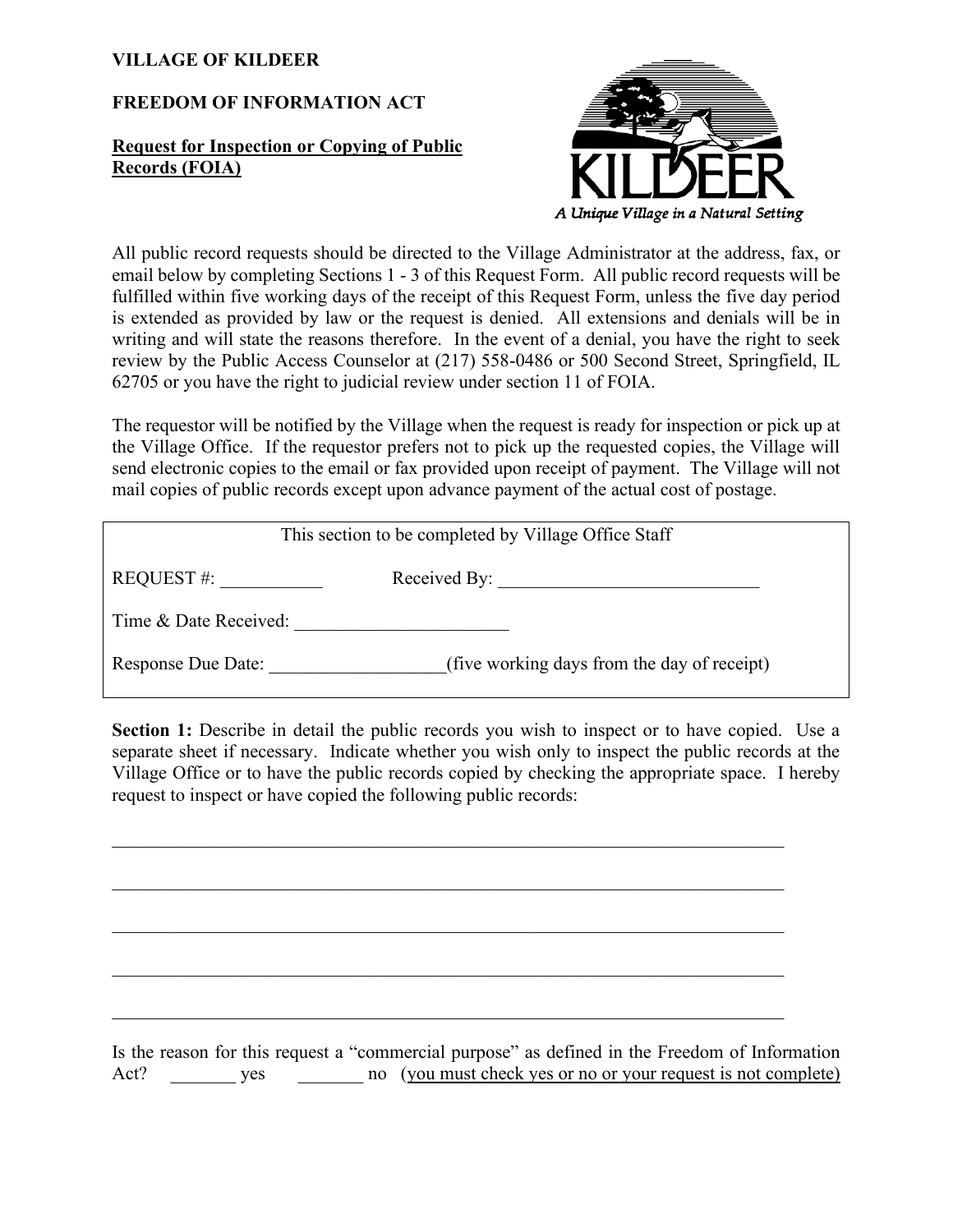**VILLAGE OF KILDEER**

**FREEDOM OF INFORMATION ACT**

**Request for Inspection or Copying of Public Records (FOIA)**

KILDEER

*A Unique Village in a Natural Setting*

All public record requests should be directed to the Village Administrator at the address, fax, or email below by completing Sections 1 - 3 of this Request Form. All public record requests will be fulfilled within five working days of the receipt of this Request Form, unless the five day period is extended as provided by law or the request is denied. All extensions and denials will be in writing and will state the reasons therefore. In the event of a denial, you have the right to seek review by the Public Access Counselor at (217) 558-0486 or 500 Second Street, Springfield, IL 62705 or you have the right to judicial review under section 11 of FOIA.

The requestor will be notified by the Village when the request is ready for inspection or pick up at the Village Office. If the requestor prefers not to pick up the requested copies, the Village will send electronic copies to the email or fax provided upon receipt of payment. The Village will not mail copies of public records except upon advance payment of the actual cost of postage.

This section to be completed by Village Office Staff

REQUEST #: ___________ Received By: ____________________________

Time & Date Received: _______________________

Response Due Date: ___________________(five working days from the day of receipt)

**Section 1:** Describe in detail the public records you wish to inspect or to have copied. Use a separate sheet if necessary. Indicate whether you wish only to inspect the public records at the Village Office or to have the public records copied by checking the appropriate space. I hereby request to inspect or have copied the following public records:

__________________________________________________________________________

__________________________________________________________________________

__________________________________________________________________________

__________________________________________________________________________

__________________________________________________________________________

Is the reason for this request a "commercial purpose" as defined in the Freedom of Information Act? _______ yes _______ no (you must check yes or no or your request is not complete)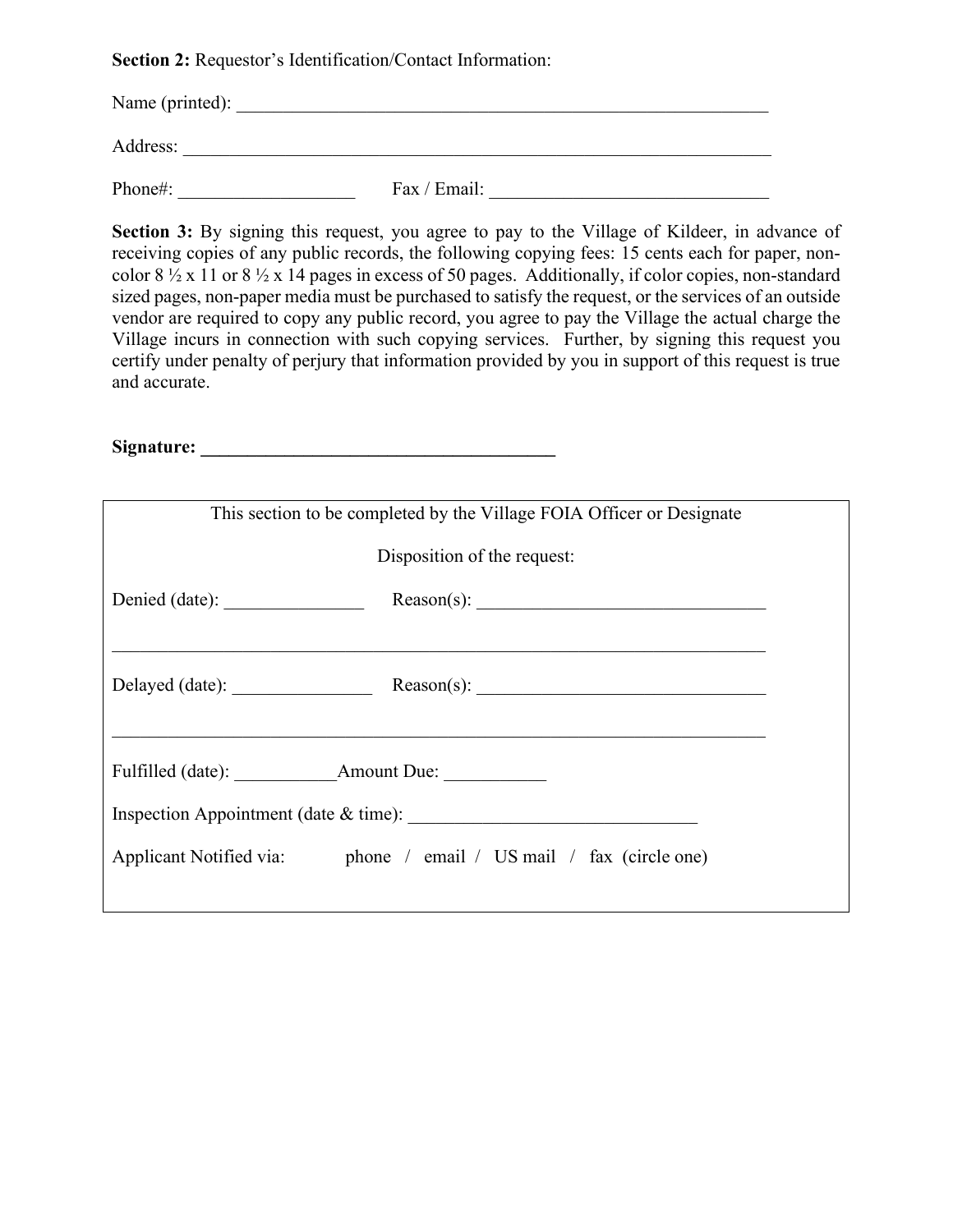**Section 2:** Requestor's Identification/Contact Information:

Name (printed): ____________________________________________________________

Address: _________________________________________________________________

Phone#: ___________________ Fax / Email: ______________________________

**Section 3:** By signing this request, you agree to pay to the Village of Kildeer, in advance of receiving copies of any public records, the following copying fees: 15 cents each for paper, non-color 8 ½ x 11 or 8 ½ x 14 pages in excess of 50 pages. Additionally, if color copies, non-standard sized pages, non-paper media must be purchased to satisfy the request, or the services of an outside vendor are required to copy any public record, you agree to pay the Village the actual charge the Village incurs in connection with such copying services. Further, by signing this request you certify under penalty of perjury that information provided by you in support of this request is true and accurate.

**Signature: ______________________________________**

---

This section to be completed by the Village FOIA Officer or Designate

Disposition of the request:

Denied (date): _______________ Reason(s): _______________________________

_________________________________________________________________________

Delayed (date): _______________ Reason(s): _______________________________

_________________________________________________________________________

Fulfilled (date): ___________Amount Due: ___________

Inspection Appointment (date & time): _______________________________

Applicant Notified via: phone / email / US mail / fax (circle one)